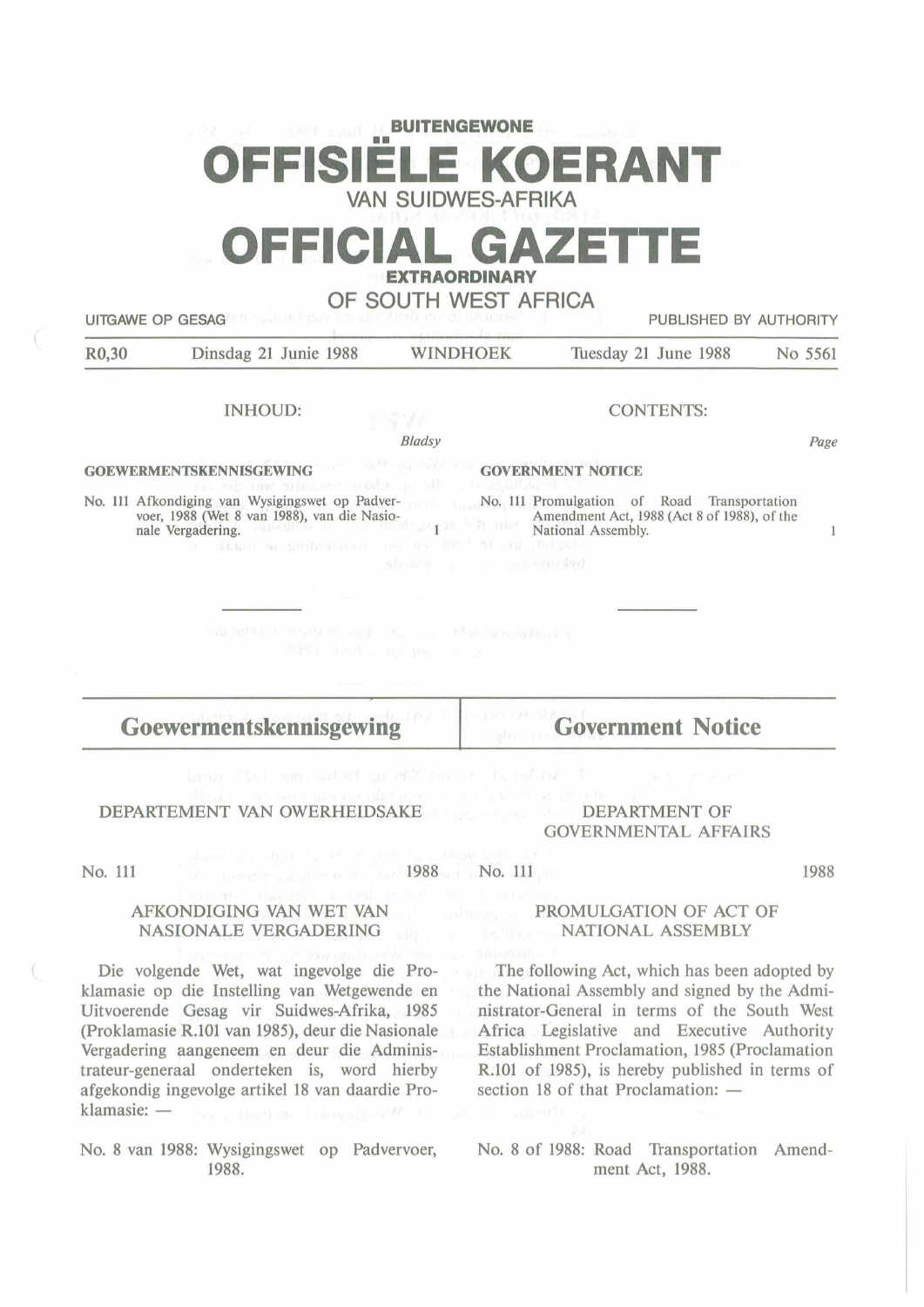BUITENGEWONE

# OFFISIËLE KOERANT

VAN SUIDWES-AFRIKA

# OFFICIAL GAZETTE

EXTRAORDINARY

OF SOUTH WEST AFRICA

UITGAWE OP GESAG — PUBLISHED BY AUTHORITY

R0,30 — Dinsdag 21 Junie 1988 — WINDHOEK — Tuesday 21 June 1988 — No 5561

INHOUD: | CONTENTS:

| | Bladsy | | Page |
|---|---|---|---|
| **GOEWERMENTSKENNISGEWING** | | **GOVERNMENT NOTICE** | |
| No. 111 Afkondiging van Wysigingswet op Padvervoer, 1988 (Wet 8 van 1988), van die Nasionale Vergadering. | 1 | No. 111 Promulgation of Road Transportation Amendment Act, 1988 (Act 8 of 1988), of the National Assembly. | 1 |

## Goewermentskennisgewing

DEPARTEMENT VAN OWERHEIDSAKE

No. 111 — 1988

AFKONDIGING VAN WET VAN NASIONALE VERGADERING

Die volgende Wet, wat ingevolge die Proklamasie op die Instelling van Wetgewende en Uitvoerende Gesag vir Suidwes-Afrika, 1985 (Proklamasie R.101 van 1985), deur die Nasionale Vergadering aangeneem en deur die Administrateur-generaal onderteken is, word hierby afgekondig ingevolge artikel 18 van daardie Proklamasie: —

No. 8 van 1988: Wysigingswet op Padvervoer, 1988.

## Government Notice

DEPARTMENT OF GOVERNMENTAL AFFAIRS

No. 111 — 1988

PROMULGATION OF ACT OF NATIONAL ASSEMBLY

The following Act, which has been adopted by the National Assembly and signed by the Administrator-General in terms of the South West Africa Legislative and Executive Authority Establishment Proclamation, 1985 (Proclamation R.101 of 1985), is hereby published in terms of section 18 of that Proclamation: —

No. 8 of 1988: Road Transportation Amendment Act, 1988.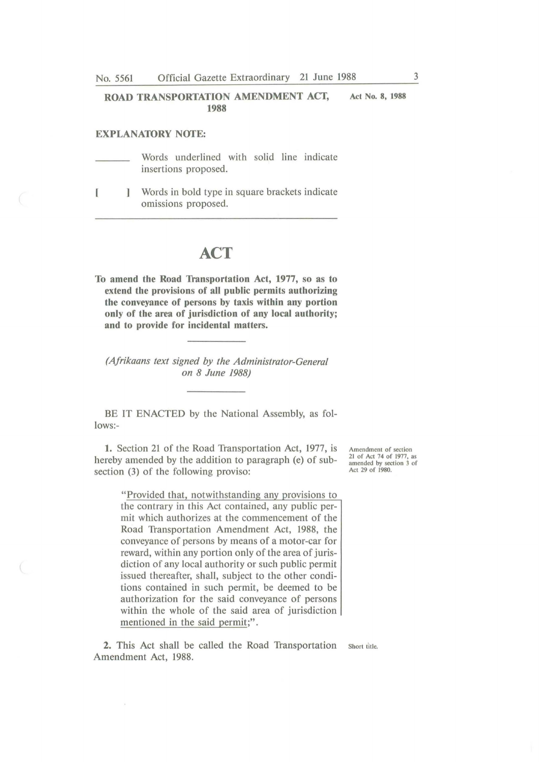## ROAD TRANSPORTATION AMENDMENT ACT, 1988

Act No. 8, 1988

**EXPLANATORY NOTE:**

_______ Words underlined with solid line indicate insertions proposed.

[ ] Words in bold type in square brackets indicate omissions proposed.

# ACT

**To amend the Road Transportation Act, 1977, so as to extend the provisions of all public permits authorizing the conveyance of persons by taxis within any portion only of the area of jurisdiction of any local authority; and to provide for incidental matters.**

*(Afrikaans text signed by the Administrator-General on 8 June 1988)*

BE IT ENACTED by the National Assembly, as follows:-

Amendment of section 21 of Act 74 of 1977, as amended by section 3 of Act 29 of 1980.

**1.** Section 21 of the Road Transportation Act, 1977, is hereby amended by the addition to paragraph (e) of subsection (3) of the following proviso:

> "<u>Provided that, notwithstanding any provisions to the contrary in this Act contained, any public permit which authorizes at the commencement of the Road Transportation Amendment Act, 1988, the conveyance of persons by means of a motor-car for reward, within any portion only of the area of jurisdiction of any local authority or such public permit issued thereafter, shall, subject to the other conditions contained in such permit, be deemed to be authorization for the said conveyance of persons within the whole of the said area of jurisdiction mentioned in the said permit</u>;".

Short title.

**2.** This Act shall be called the Road Transportation Amendment Act, 1988.